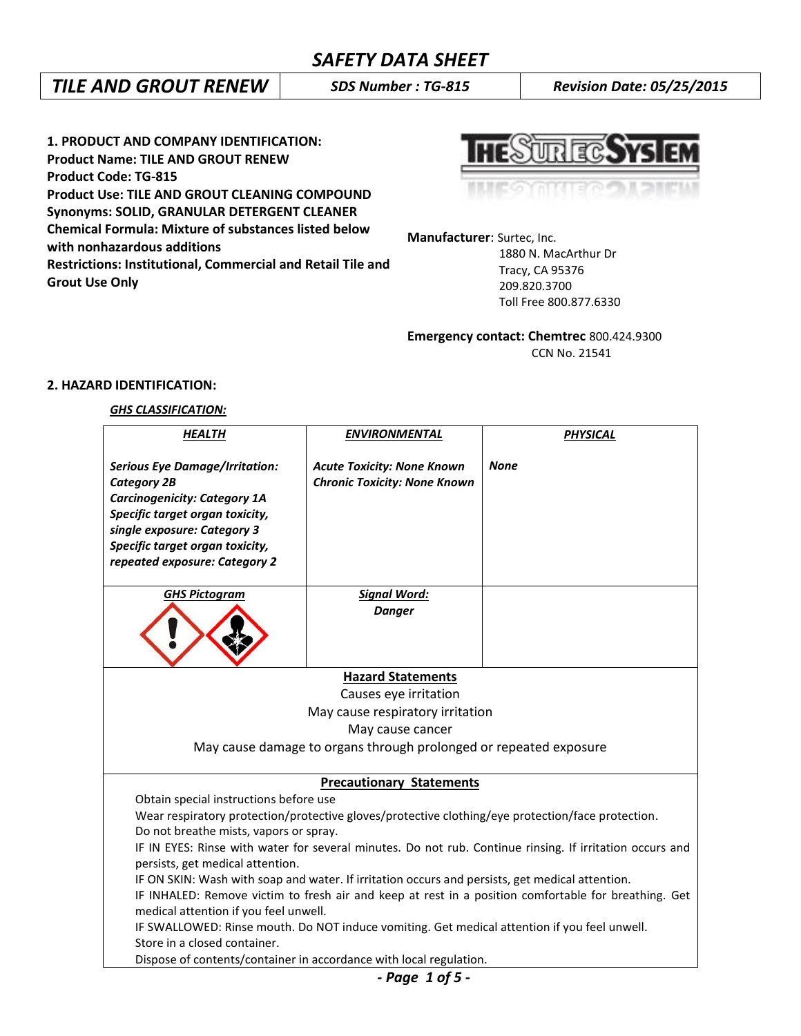# SAFETY DATA SHEET

| TILE AND GROUT RENEW | SDS Number : TG-815 | Revision Date: 05/25/2015 |
|---|---|---|

**1. PRODUCT AND COMPANY IDENTIFICATION:**
**Product Name: TILE AND GROUT RENEW**
**Product Code: TG-815**
**Product Use: TILE AND GROUT CLEANING COMPOUND**
**Synonyms: SOLID, GRANULAR DETERGENT CLEANER**
**Chemical Formula: Mixture of substances listed below with nonhazardous additions**
**Restrictions: Institutional, Commercial and Retail Tile and Grout Use Only**

THE SURTEC SYSTEM

**Manufacturer**: Surtec, Inc.
1880 N. MacArthur Dr
Tracy, CA 95376
209.820.3700
Toll Free 800.877.6330

**Emergency contact: Chemtrec** 800.424.9300
CCN No. 21541

**2. HAZARD IDENTIFICATION:**

***GHS CLASSIFICATION:***

| ***HEALTH*** | ***ENVIRONMENTAL*** | ***PHYSICAL*** |
|---|---|---|
| ***Serious Eye Damage/Irritation: Category 2B***<br>***Carcinogenicity: Category 1A***<br>***Specific target organ toxicity, single exposure: Category 3***<br>***Specific target organ toxicity, repeated exposure: Category 2*** | ***Acute Toxicity: None Known***<br>***Chronic Toxicity: None Known*** | ***None*** |
| ***GHS Pictogram*** | ***Signal Word:***<br>***Danger*** | |

**Hazard Statements**

Causes eye irritation
May cause respiratory irritation
May cause cancer
May cause damage to organs through prolonged or repeated exposure

**Precautionary Statements**

Obtain special instructions before use
Wear respiratory protection/protective gloves/protective clothing/eye protection/face protection.
Do not breathe mists, vapors or spray.
IF IN EYES: Rinse with water for several minutes. Do not rub. Continue rinsing. If irritation occurs and persists, get medical attention.
IF ON SKIN: Wash with soap and water. If irritation occurs and persists, get medical attention.
IF INHALED: Remove victim to fresh air and keep at rest in a position comfortable for breathing. Get medical attention if you feel unwell.
IF SWALLOWED: Rinse mouth. Do NOT induce vomiting. Get medical attention if you feel unwell.
Store in a closed container.
Dispose of contents/container in accordance with local regulation.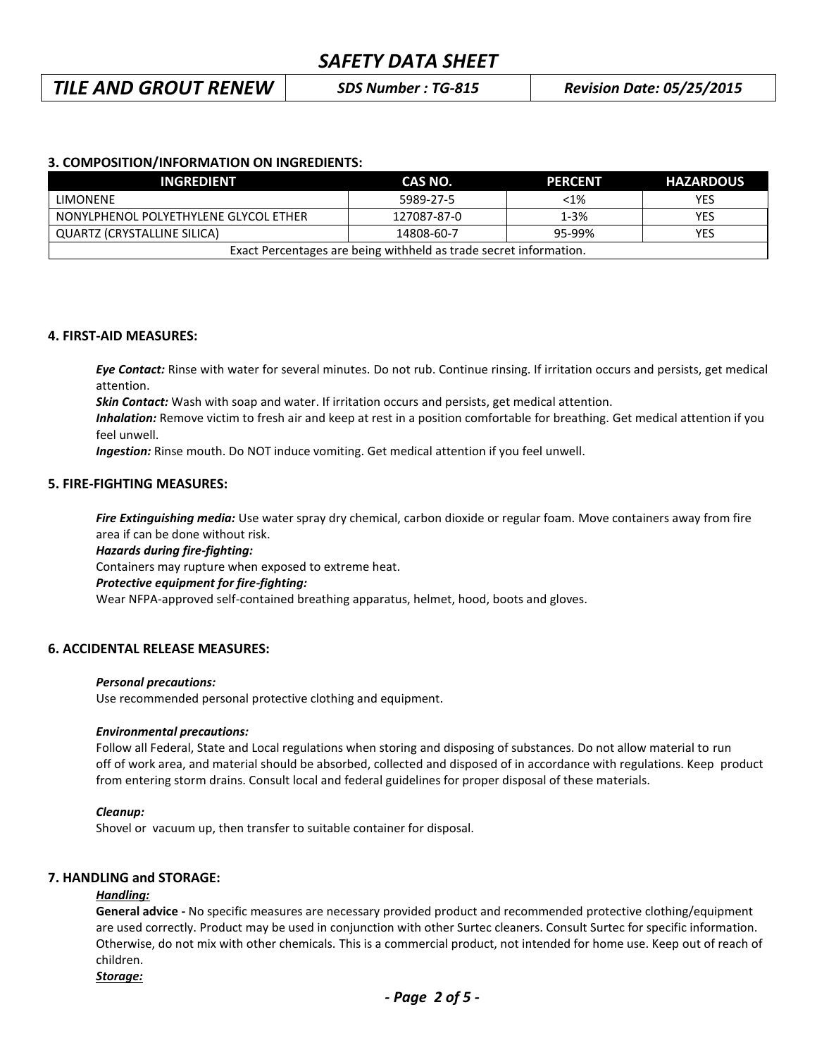### 3. COMPOSITION/INFORMATION ON INGREDIENTS:

| INGREDIENT | CAS NO. | PERCENT | HAZARDOUS |
|---|---|---|---|
| LIMONENE | 5989-27-5 | <1% | YES |
| NONYLPHENOL POLYETHYLENE GLYCOL ETHER | 127087-87-0 | 1-3% | YES |
| QUARTZ (CRYSTALLINE SILICA) | 14808-60-7 | 95-99% | YES |
| Exact Percentages are being withheld as trade secret information. | | | |

### 4. FIRST-AID MEASURES:

***Eye Contact:*** Rinse with water for several minutes. Do not rub. Continue rinsing. If irritation occurs and persists, get medical attention.

***Skin Contact:*** Wash with soap and water. If irritation occurs and persists, get medical attention.

***Inhalation:*** Remove victim to fresh air and keep at rest in a position comfortable for breathing. Get medical attention if you feel unwell.

***Ingestion:*** Rinse mouth. Do NOT induce vomiting. Get medical attention if you feel unwell.

### 5. FIRE-FIGHTING MEASURES:

***Fire Extinguishing media:*** Use water spray dry chemical, carbon dioxide or regular foam. Move containers away from fire area if can be done without risk.

***Hazards during fire-fighting:***

Containers may rupture when exposed to extreme heat.

***Protective equipment for fire-fighting:***

Wear NFPA-approved self-contained breathing apparatus, helmet, hood, boots and gloves.

### 6. ACCIDENTAL RELEASE MEASURES:

***Personal precautions:***

Use recommended personal protective clothing and equipment.

***Environmental precautions:***

Follow all Federal, State and Local regulations when storing and disposing of substances. Do not allow material to run off of work area, and material should be absorbed, collected and disposed of in accordance with regulations. Keep product from entering storm drains. Consult local and federal guidelines for proper disposal of these materials.

***Cleanup:***

Shovel or vacuum up, then transfer to suitable container for disposal.

### 7. HANDLING and STORAGE:

***Handling:***

**General advice -** No specific measures are necessary provided product and recommended protective clothing/equipment are used correctly. Product may be used in conjunction with other Surtec cleaners. Consult Surtec for specific information. Otherwise, do not mix with other chemicals. This is a commercial product, not intended for home use. Keep out of reach of children.

***Storage:***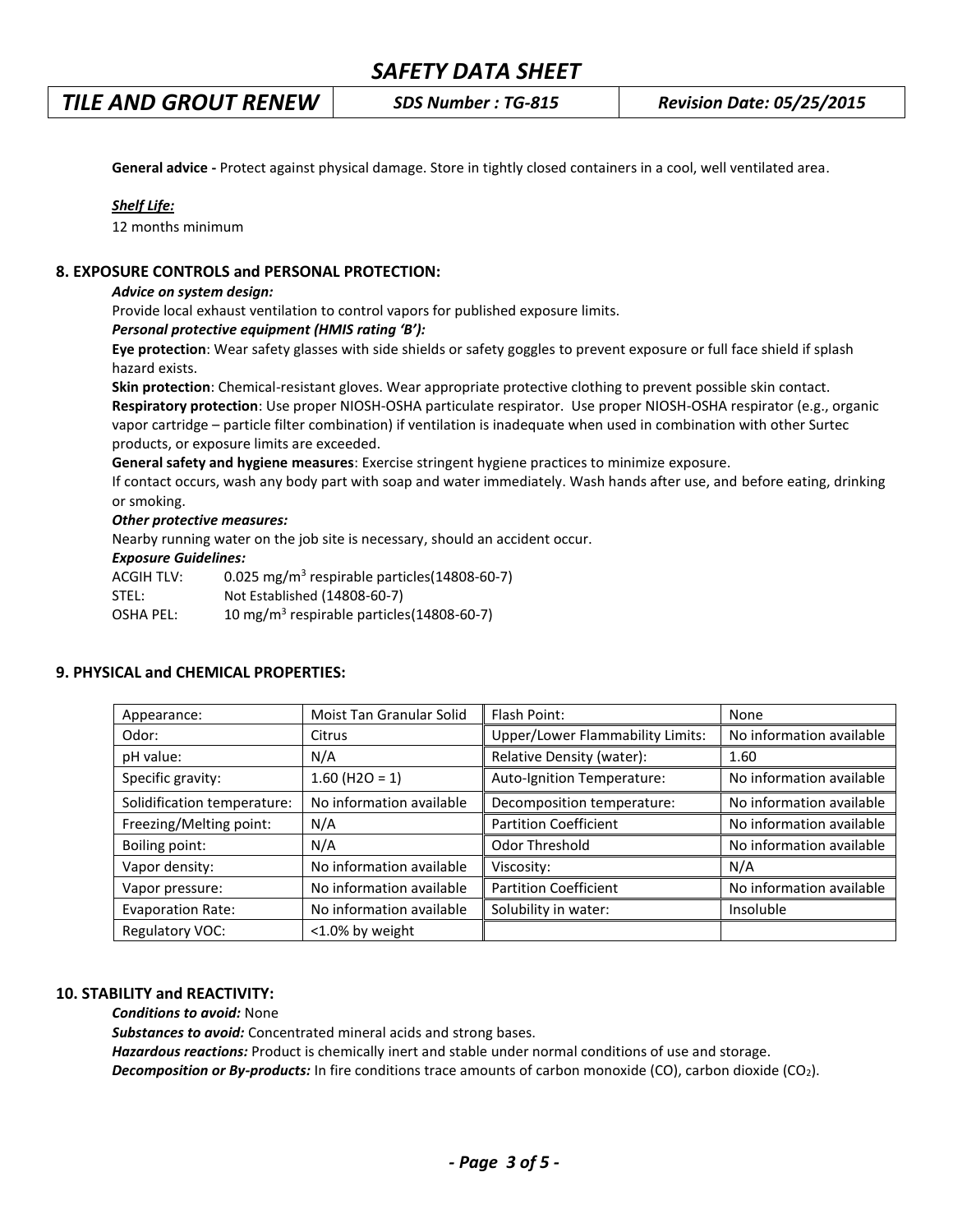**General advice -** Protect against physical damage. Store in tightly closed containers in a cool, well ventilated area.

***Shelf Life:***

12 months minimum

## 8. EXPOSURE CONTROLS and PERSONAL PROTECTION:

***Advice on system design:***

Provide local exhaust ventilation to control vapors for published exposure limits.

***Personal protective equipment (HMIS rating 'B'):***

**Eye protection**: Wear safety glasses with side shields or safety goggles to prevent exposure or full face shield if splash hazard exists.

**Skin protection**: Chemical-resistant gloves. Wear appropriate protective clothing to prevent possible skin contact.

**Respiratory protection**: Use proper NIOSH-OSHA particulate respirator. Use proper NIOSH-OSHA respirator (e.g., organic vapor cartridge – particle filter combination) if ventilation is inadequate when used in combination with other Surtec products, or exposure limits are exceeded.

**General safety and hygiene measures**: Exercise stringent hygiene practices to minimize exposure.

If contact occurs, wash any body part with soap and water immediately. Wash hands after use, and before eating, drinking or smoking.

***Other protective measures:***

Nearby running water on the job site is necessary, should an accident occur.

***Exposure Guidelines:***

ACGIH TLV: 0.025 $mg/m^3$ respirable particles(14808-60-7)

STEL: Not Established (14808-60-7)

OSHA PEL: 10 $mg/m^3$ respirable particles(14808-60-7)

## 9. PHYSICAL and CHEMICAL PROPERTIES:

| Appearance: | Moist Tan Granular Solid | Flash Point: | None |
|---|---|---|---|
| Odor: | Citrus | Upper/Lower Flammability Limits: | No information available |
| pH value: | N/A | Relative Density (water): | 1.60 |
| Specific gravity: | 1.60 ($H_2O$ = 1) | Auto-Ignition Temperature: | No information available |
| Solidification temperature: | No information available | Decomposition temperature: | No information available |
| Freezing/Melting point: | N/A | Partition Coefficient | No information available |
| Boiling point: | N/A | Odor Threshold | No information available |
| Vapor density: | No information available | Viscosity: | N/A |
| Vapor pressure: | No information available | Partition Coefficient | No information available |
| Evaporation Rate: | No information available | Solubility in water: | Insoluble |
| Regulatory VOC: | <1.0% by weight | | |

## 10. STABILITY and REACTIVITY:

***Conditions to avoid:*** None

***Substances to avoid:*** Concentrated mineral acids and strong bases.

***Hazardous reactions:*** Product is chemically inert and stable under normal conditions of use and storage.

***Decomposition or By-products:*** In fire conditions trace amounts of carbon monoxide (CO), carbon dioxide ($CO_2$).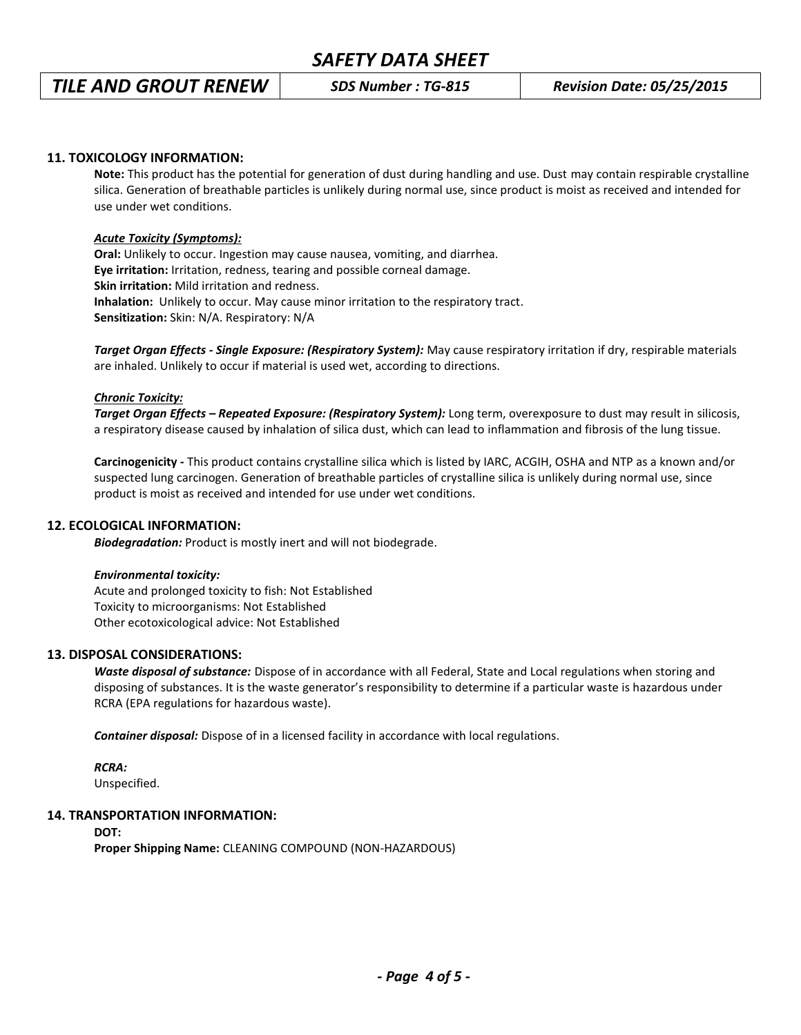## 11. TOXICOLOGY INFORMATION:

**Note:** This product has the potential for generation of dust during handling and use. Dust may contain respirable crystalline silica. Generation of breathable particles is unlikely during normal use, since product is moist as received and intended for use under wet conditions.

***Acute Toxicity (Symptoms):***

**Oral:** Unlikely to occur. Ingestion may cause nausea, vomiting, and diarrhea.
**Eye irritation:** Irritation, redness, tearing and possible corneal damage.
**Skin irritation:** Mild irritation and redness.
**Inhalation:** Unlikely to occur. May cause minor irritation to the respiratory tract.
**Sensitization:** Skin: N/A. Respiratory: N/A

***Target Organ Effects - Single Exposure: (Respiratory System):*** May cause respiratory irritation if dry, respirable materials are inhaled. Unlikely to occur if material is used wet, according to directions.

***Chronic Toxicity:***

***Target Organ Effects – Repeated Exposure: (Respiratory System):*** Long term, overexposure to dust may result in silicosis, a respiratory disease caused by inhalation of silica dust, which can lead to inflammation and fibrosis of the lung tissue.

**Carcinogenicity -** This product contains crystalline silica which is listed by IARC, ACGIH, OSHA and NTP as a known and/or suspected lung carcinogen. Generation of breathable particles of crystalline silica is unlikely during normal use, since product is moist as received and intended for use under wet conditions.

## 12. ECOLOGICAL INFORMATION:

***Biodegradation:*** Product is mostly inert and will not biodegrade.

***Environmental toxicity:***

Acute and prolonged toxicity to fish: Not Established
Toxicity to microorganisms: Not Established
Other ecotoxicological advice: Not Established

## 13. DISPOSAL CONSIDERATIONS:

***Waste disposal of substance:*** Dispose of in accordance with all Federal, State and Local regulations when storing and disposing of substances. It is the waste generator's responsibility to determine if a particular waste is hazardous under RCRA (EPA regulations for hazardous waste).

***Container disposal:*** Dispose of in a licensed facility in accordance with local regulations.

***RCRA:***
Unspecified.

## 14. TRANSPORTATION INFORMATION:

**DOT:**
**Proper Shipping Name:** CLEANING COMPOUND (NON-HAZARDOUS)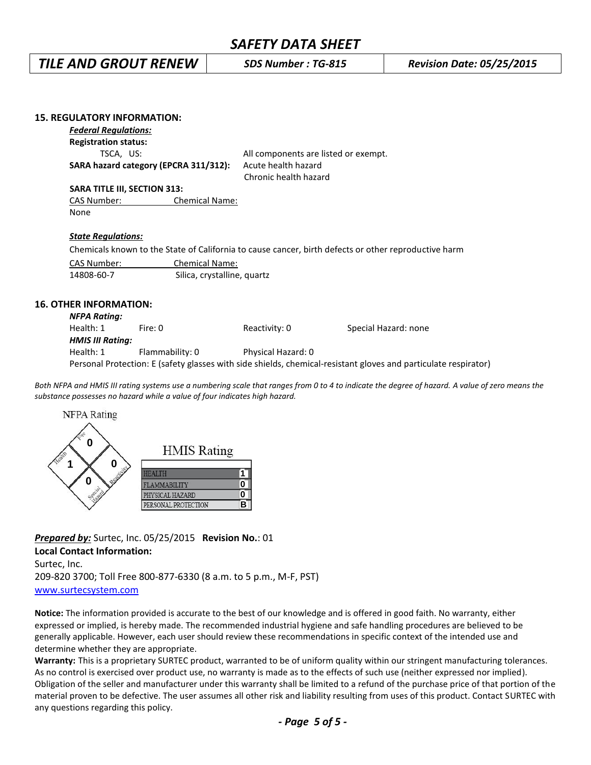## 15. REGULATORY INFORMATION:

***Federal Regulations:***

**Registration status:**

| | |
|---|---|
| TSCA, US: | All components are listed or exempt. |
| **SARA hazard category (EPCRA 311/312):** | Acute health hazard<br>Chronic health hazard |

**SARA TITLE III, SECTION 313:**

| CAS Number: | Chemical Name: |
|---|---|
| None | |

***State Regulations:***

Chemicals known to the State of California to cause cancer, birth defects or other reproductive harm

| CAS Number: | Chemical Name: |
|---|---|
| 14808-60-7 | Silica, crystalline, quartz |

## 16. OTHER INFORMATION:

***NFPA Rating:***

Health: 1  Fire: 0  Reactivity: 0  Special Hazard: none

***HMIS III Rating:***

Health: 1  Flammability: 0  Physical Hazard: 0

Personal Protection: E (safety glasses with side shields, chemical-resistant gloves and particulate respirator)

*Both NFPA and HMIS III rating systems use a numbering scale that ranges from 0 to 4 to indicate the degree of hazard. A value of zero means the substance possesses no hazard while a value of four indicates high hazard.*

NFPA Rating

| Fire | Health | Reactivity | Special Hazard |
|---|---|---|---|
| 0 | 1 | 0 | 0 |

HMIS Rating

| | |
|---|---|
| HEALTH | 1 |
| FLAMMABILITY | 0 |
| PHYSICAL HAZARD | 0 |
| PERSONAL PROTECTION | B |

***Prepared by:*** Surtec, Inc. 05/25/2015 **Revision No.**: 01

**Local Contact Information:**

Surtec, Inc.

209-820 3700; Toll Free 800-877-6330 (8 a.m. to 5 p.m., M-F, PST)

www.surtecsystem.com

**Notice:** The information provided is accurate to the best of our knowledge and is offered in good faith. No warranty, either expressed or implied, is hereby made. The recommended industrial hygiene and safe handling procedures are believed to be generally applicable. However, each user should review these recommendations in specific context of the intended use and determine whether they are appropriate.

**Warranty:** This is a proprietary SURTEC product, warranted to be of uniform quality within our stringent manufacturing tolerances. As no control is exercised over product use, no warranty is made as to the effects of such use (neither expressed nor implied). Obligation of the seller and manufacturer under this warranty shall be limited to a refund of the purchase price of that portion of the material proven to be defective. The user assumes all other risk and liability resulting from uses of this product. Contact SURTEC with any questions regarding this policy.